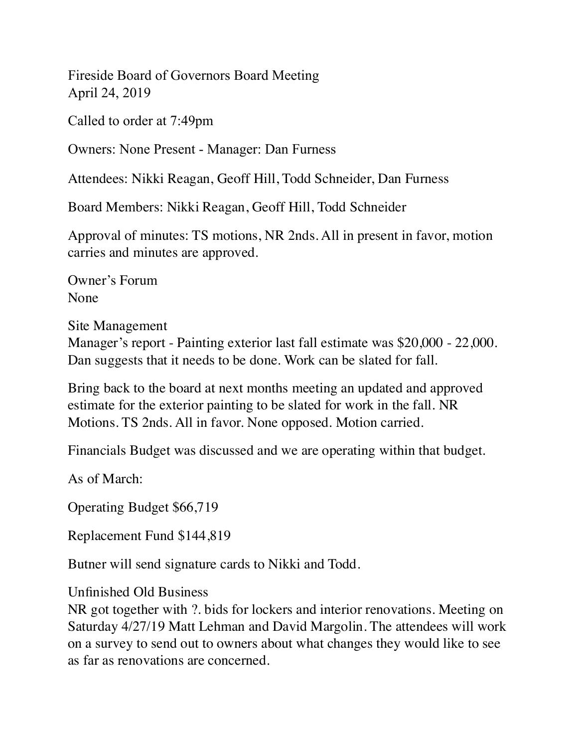Fireside Board of Governors Board Meeting
April 24, 2019

Called to order at 7:49pm

Owners: None Present - Manager: Dan Furness

Attendees: Nikki Reagan, Geoff Hill, Todd Schneider, Dan Furness

Board Members: Nikki Reagan, Geoff Hill, Todd Schneider

Approval of minutes: TS motions, NR 2nds. All in present in favor, motion carries and minutes are approved.

Owner's Forum
None

Site Management
Manager's report - Painting exterior last fall estimate was $20,000 - 22,000. Dan suggests that it needs to be done. Work can be slated for fall.

Bring back to the board at next months meeting an updated and approved estimate for the exterior painting to be slated for work in the fall. NR Motions. TS 2nds. All in favor. None opposed. Motion carried.

Financials Budget was discussed and we are operating within that budget.

As of March:

Operating Budget $66,719

Replacement Fund $144,819

Butner will send signature cards to Nikki and Todd.

Unfinished Old Business
NR got together with ?. bids for lockers and interior renovations. Meeting on Saturday 4/27/19 Matt Lehman and David Margolin. The attendees will work on a survey to send out to owners about what changes they would like to see as far as renovations are concerned.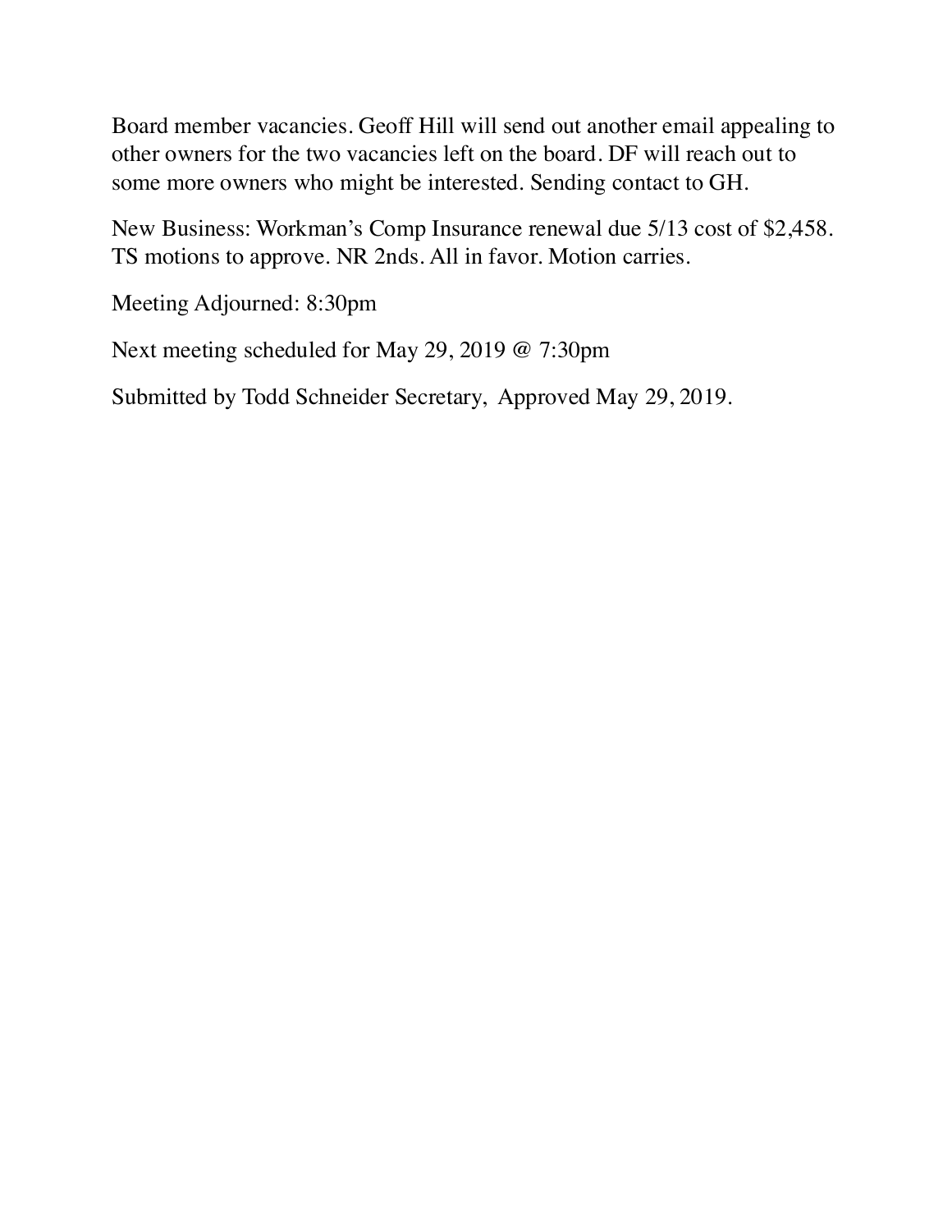Board member vacancies. Geoff Hill will send out another email appealing to other owners for the two vacancies left on the board. DF will reach out to some more owners who might be interested. Sending contact to GH.

New Business: Workman's Comp Insurance renewal due 5/13 cost of $2,458. TS motions to approve. NR 2nds. All in favor. Motion carries.

Meeting Adjourned: 8:30pm

Next meeting scheduled for May 29, 2019 @ 7:30pm

Submitted by Todd Schneider Secretary, Approved May 29, 2019.